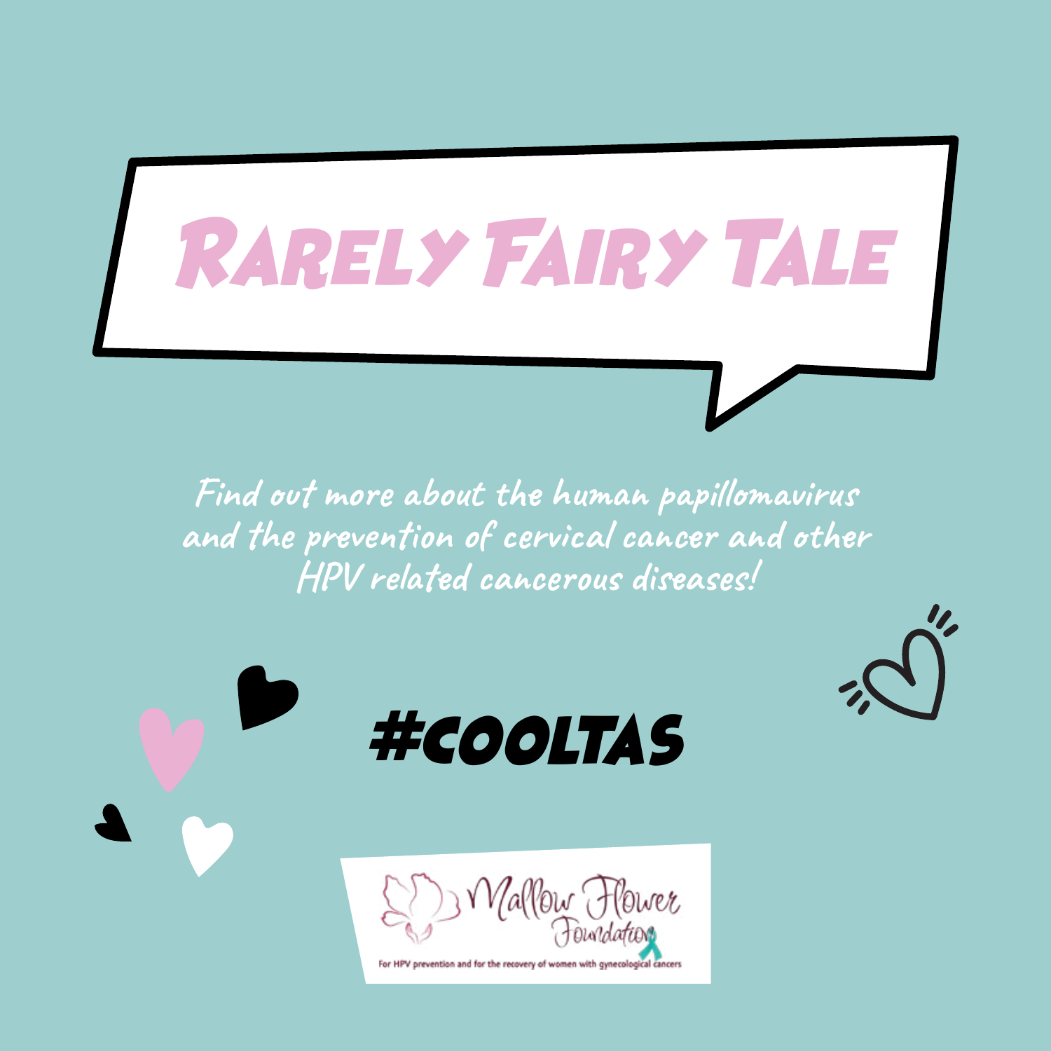# Rarely Fairy Tale

*Find out more about the human papillomavirus and the prevention of cervical cancer and other HPV related cancerous diseases!*

**#COOLTAS**

Mallow Flower Foundation

For HPV prevention and for the recovery of women with gynecological cancers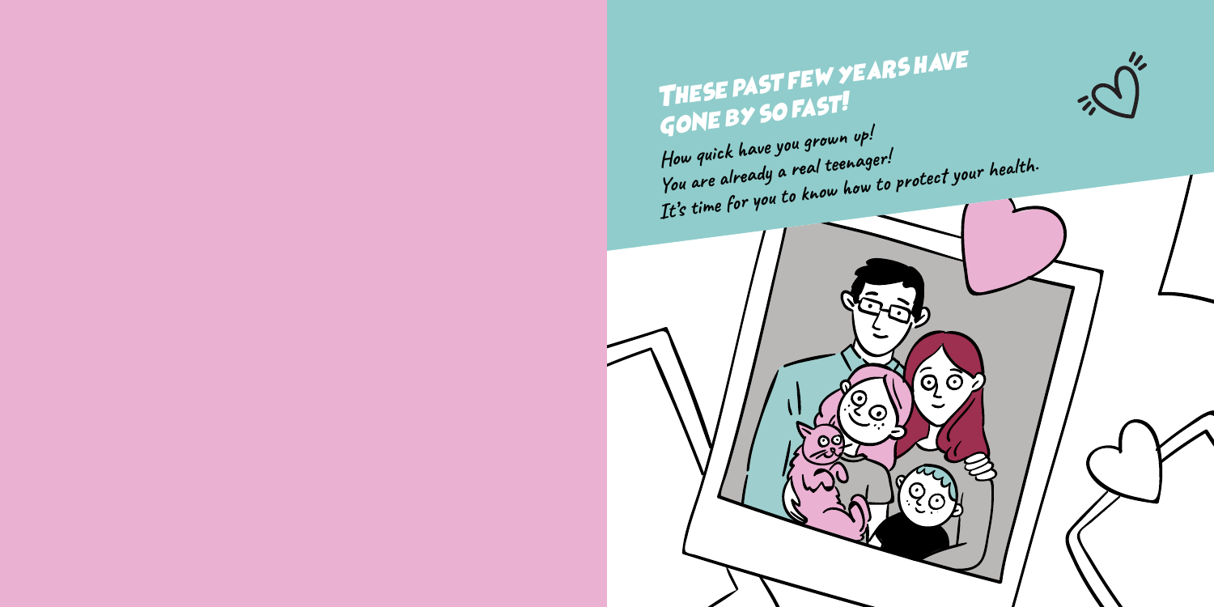# These past few years have gone by so fast!

*How quick have you grown up!*
*You are already a real teenager!*
*It's time for you to know how to protect your health.*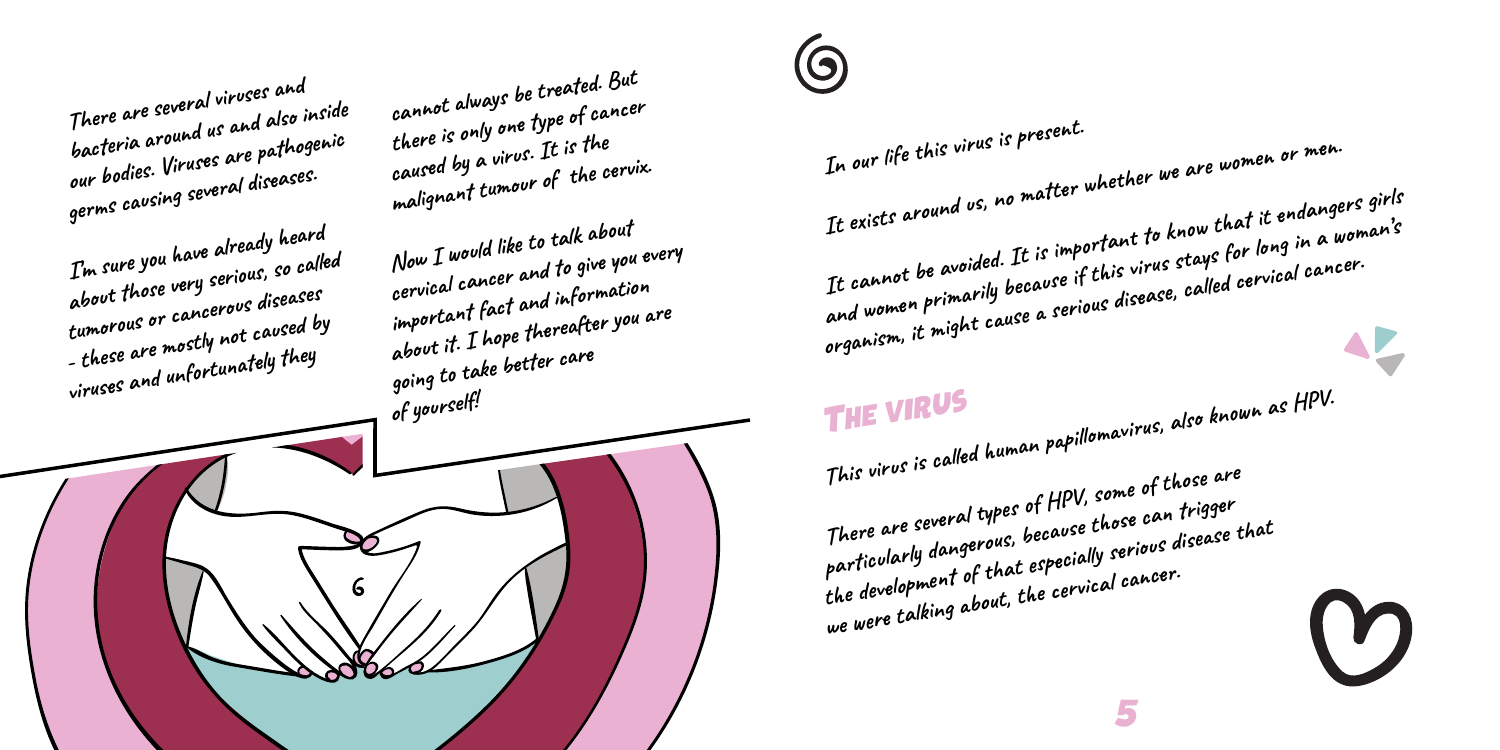There are several viruses and bacteria around us and also inside our bodies. Viruses are pathogenic germs causing several diseases.

I'm sure you have already heard about those very serious, so called tumorous or cancerous diseases - these are mostly not caused by viruses and unfortunately they cannot always be treated. But there is only one type of cancer caused by a virus. It is the malignant tumour of the cervix.

Now I would like to talk about cervical cancer and to give you every important fact and information about it. I hope thereafter you are going to take better care of yourself!

In our life this virus is present.

It exists around us, no matter whether we are women or men.

It cannot be avoided. It is important to know that it endangers girls and women primarily because if this virus stays for long in a woman's organism, it might cause a serious disease, called cervical cancer.

## THE VIRUS

This virus is called human papillomavirus, also known as HPV.

There are several types of HPV, some of those are particularly dangerous, because those can trigger the development of that especially serious disease that we were talking about, the cervical cancer.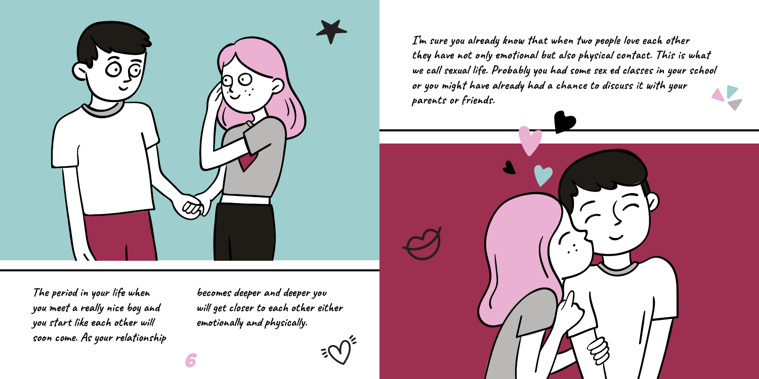The period in your life when you meet a really nice boy and you start like each other will soon come. As your relationship becomes deeper and deeper you will get closer to each other either emotionally and physically.

I'm sure you already know that when two people love each other they have not only emotional but also physical contact. This is what we call sexual life. Probably you had some sex ed classes in your school or you might have already had a chance to discuss it with your parents or friends.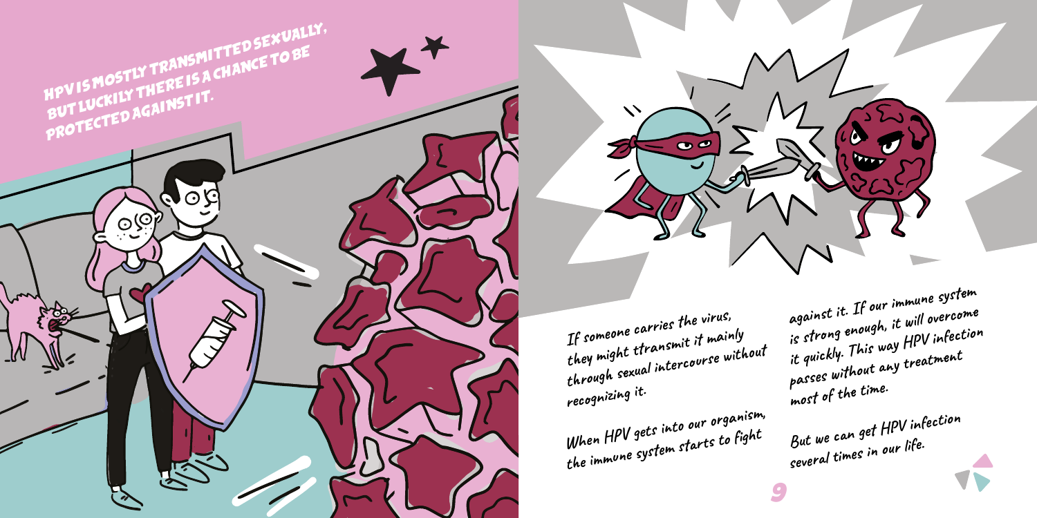HPV IS MOSTLY TRANSMITTED SEXUALLY, BUT LUCKILY THERE IS A CHANCE TO BE PROTECTED AGAINST IT.

If someone carries the virus, they might ttransmit it mainly through sexual intercourse without recognizing it.

When HPV gets into our organism, the immune system starts to fight against it. If our immune system is strong enough, it will overcome it quickly. This way HPV infection passes without any treatment most of the time.

But we can get HPV infection several times in our life.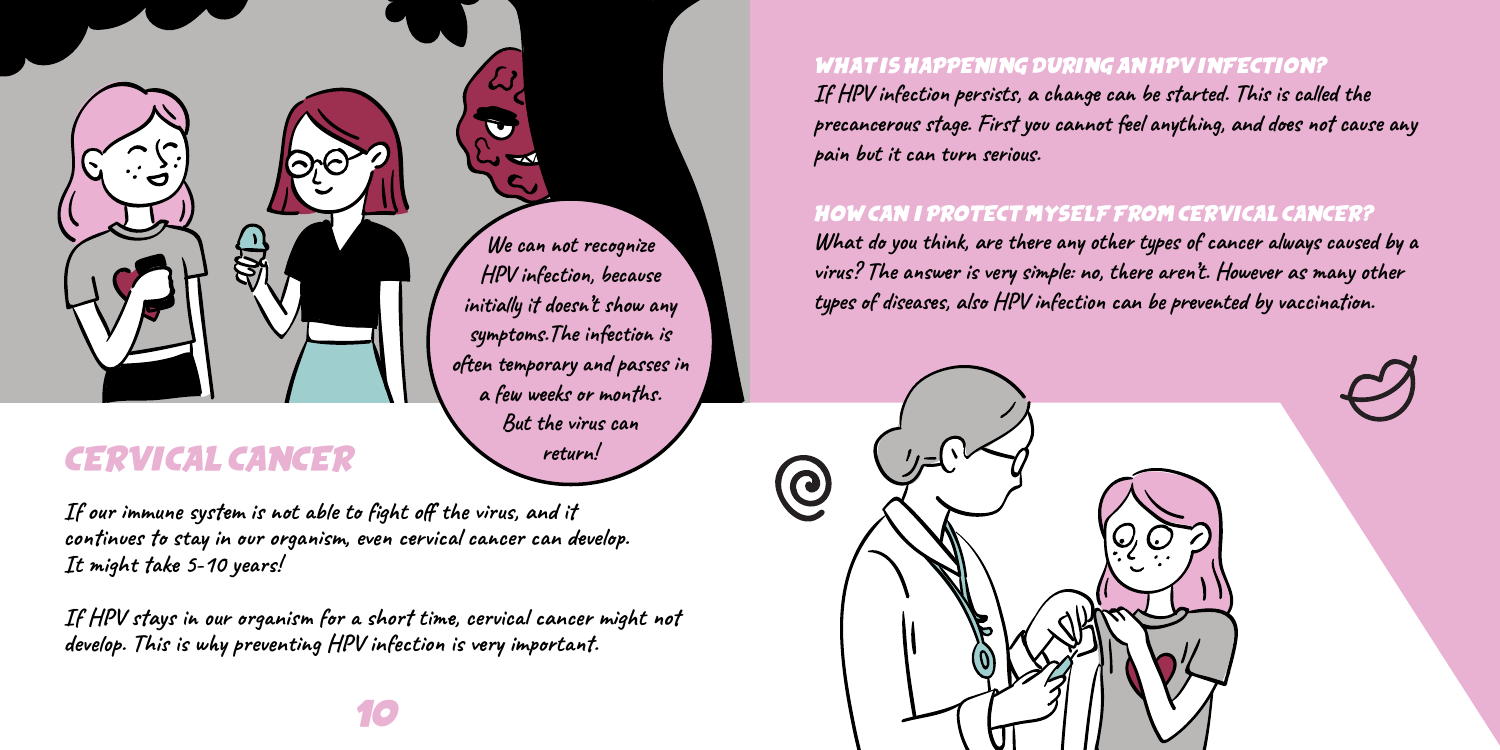We can not recognize HPV infection, because initially it doesn't show any symptoms.The infection is often temporary and passes in a few weeks or months. But the virus can return!

## CERVICAL CANCER

If our immune system is not able to fight off the virus, and it continues to stay in our organism, even cervical cancer can develop. It might take 5-10 years!

If HPV stays in our organism for a short time, cervical cancer might not develop. This is why preventing HPV infection is very important.

### WHAT IS HAPPENING DURING AN HPV INFECTION?

If HPV infection persists, a change can be started. This is called the precancerous stage. First you cannot feel anything, and does not cause any pain but it can turn serious.

### HOW CAN I PROTECT MYSELF FROM CERVICAL CANCER?

What do you think, are there any other types of cancer always caused by a virus? The answer is very simple: no, there aren't. However as many other types of diseases, also HPV infection can be prevented by vaccination.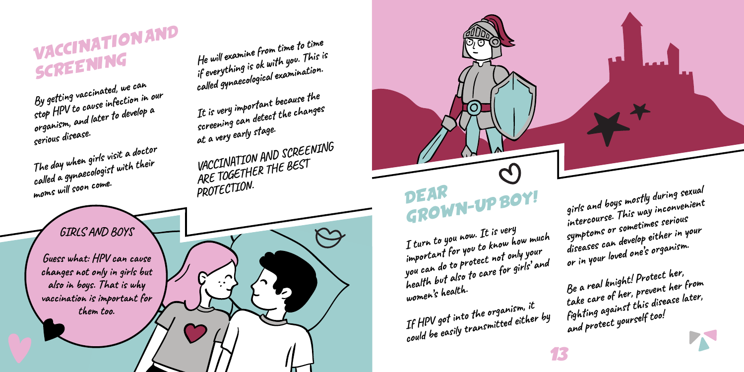# VACCINATION AND SCREENING

By getting vaccinated, we can stop HPV to cause infection in our organism, and later to develop a serious disease.

The day when girls visit a doctor called a gynaecologist with their moms will soon come.

He will examine from time to time if everything is ok with you. This is called gynaecological examination.

It is very important because the screening can detect the changes at a very early stage.

VACCINATION AND SCREENING ARE TOGETHER THE BEST PROTECTION.

## GIRLS AND BOYS

Guess what: HPV can cause changes not only in girls but also in boys. That is why vaccination is important for them too.

# DEAR GROWN-UP BOY!

I turn to you now. It is very important for you to know how much you can do to protect not only your health but also to care for girls' and women's health.

If HPV got into the organism, it could be easily transmitted either by girls and boys mostly during sexual intercourse. This way inconvenient symptoms or sometimes serious diseases can develop either in your or in your loved one's organism.

Be a real knight! Protect her, take care of her, prevent her from fighting against this disease later, and protect yourself too!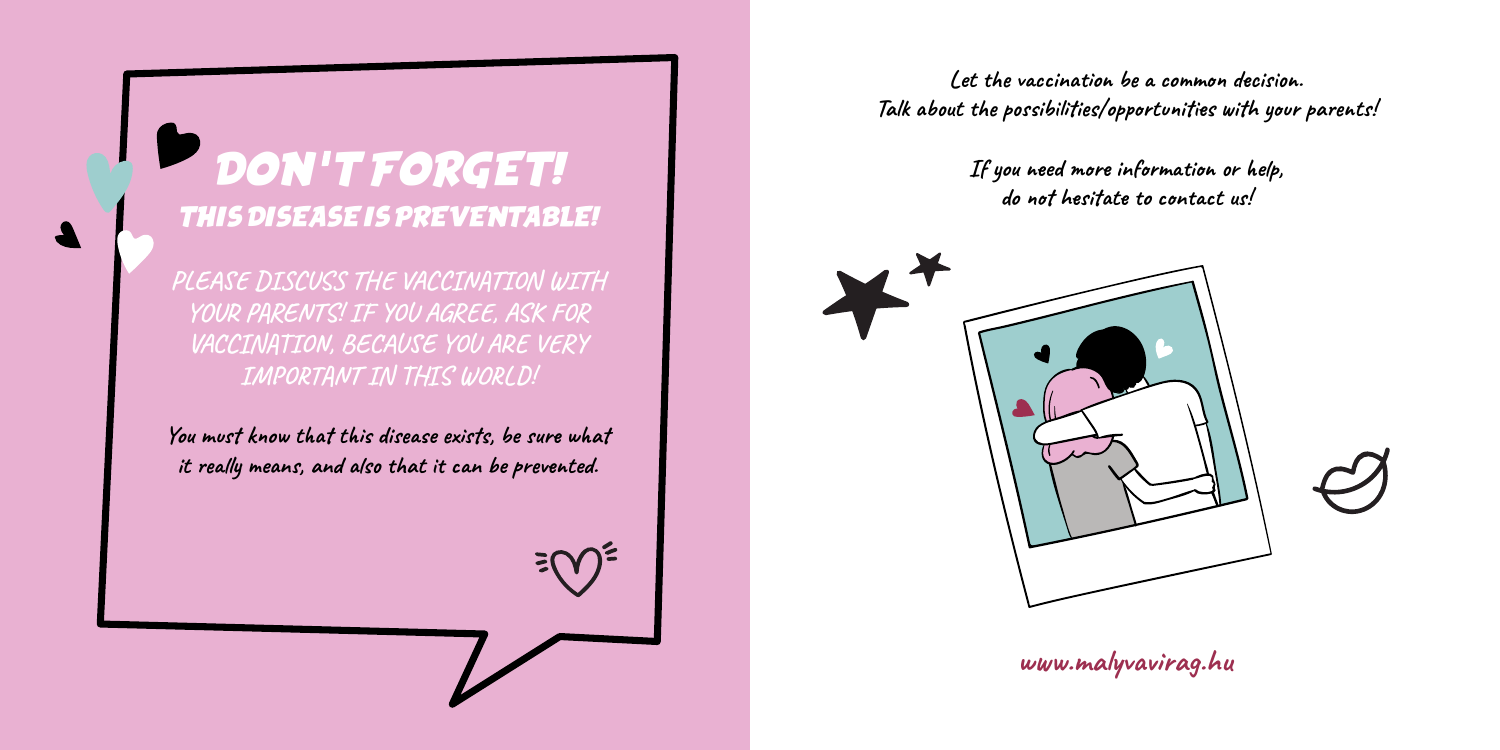# DON'T FORGET!

## THIS DISEASE IS PREVENTABLE!

PLEASE DISCUSS THE VACCINATION WITH YOUR PARENTS! IF YOU AGREE, ASK FOR VACCINATION, BECAUSE YOU ARE VERY IMPORTANT IN THIS WORLD!

**You must know that this disease exists, be sure what it really means, and also that it can be prevented.**

**Let the vaccination be a common decision. Talk about the possibilities/opportunities with your parents!**

**If you need more information or help, do not hesitate to contact us!**

**www.malyvavirag.hu**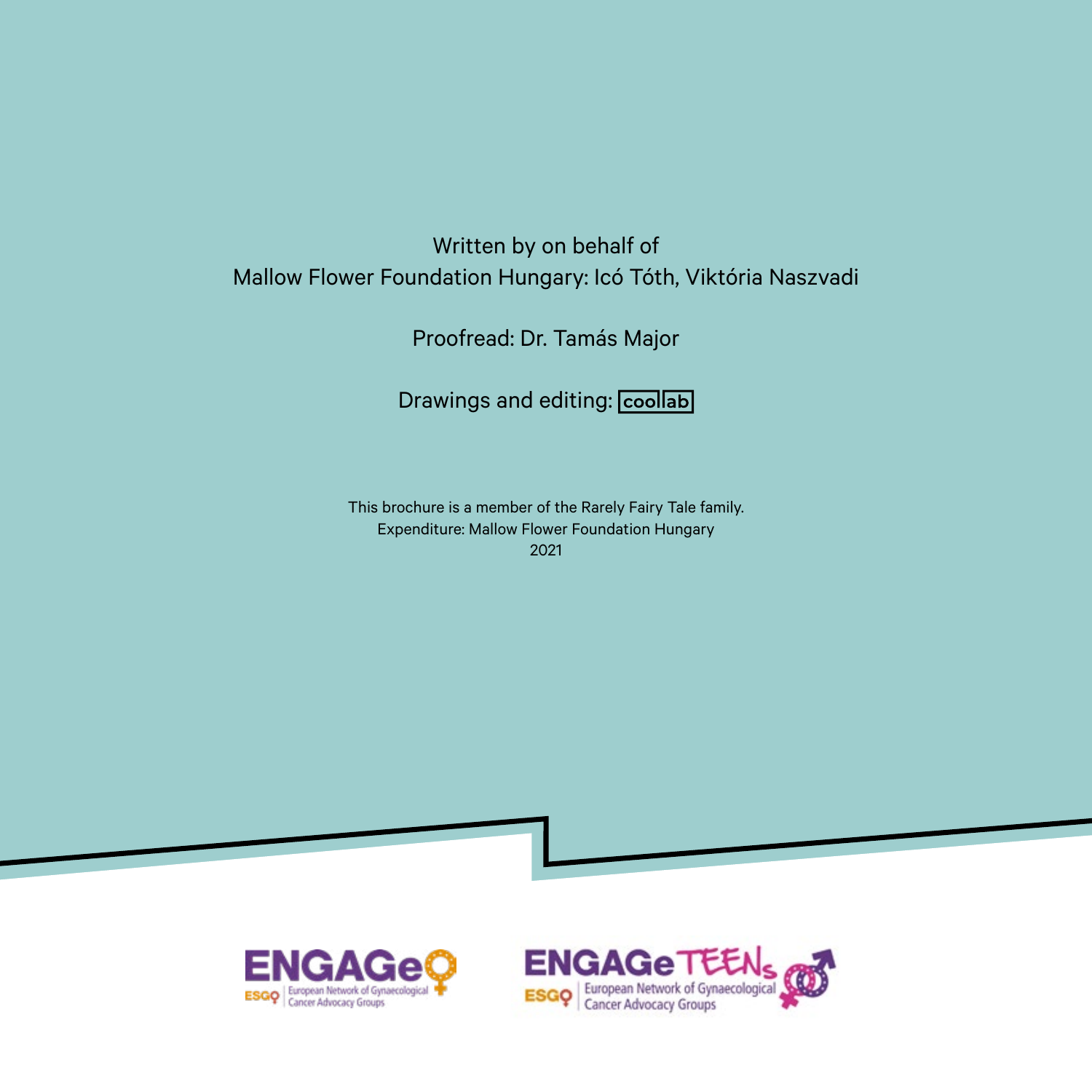Written by on behalf of
Mallow Flower Foundation Hungary: Icó Tóth, Viktória Naszvadi

Proofread: Dr. Tamás Major

Drawings and editing: coollab

This brochure is a member of the Rarely Fairy Tale family.
Expenditure: Mallow Flower Foundation Hungary
2021

ENGAGe ESGO European Network of Gynaecological Cancer Advocacy Groups

ENGAGe TEENs ESGO European Network of Gynaecological Cancer Advocacy Groups